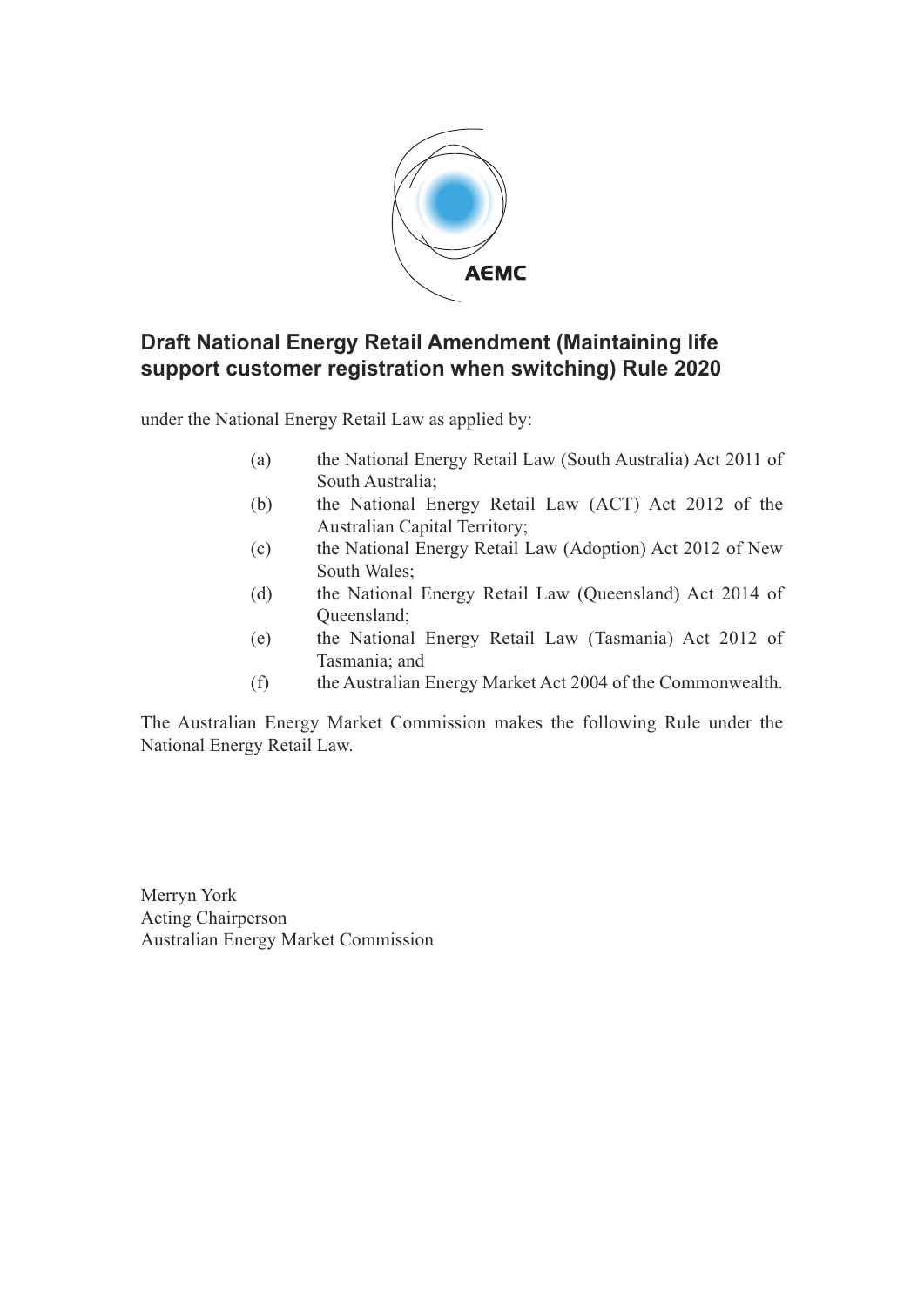# Draft National Energy Retail Amendment (Maintaining life support customer registration when switching) Rule 2020

under the National Energy Retail Law as applied by:

(a) the National Energy Retail Law (South Australia) Act 2011 of South Australia;

(b) the National Energy Retail Law (ACT) Act 2012 of the Australian Capital Territory;

(c) the National Energy Retail Law (Adoption) Act 2012 of New South Wales;

(d) the National Energy Retail Law (Queensland) Act 2014 of Queensland;

(e) the National Energy Retail Law (Tasmania) Act 2012 of Tasmania; and

(f) the Australian Energy Market Act 2004 of the Commonwealth.

The Australian Energy Market Commission makes the following Rule under the National Energy Retail Law.

Merryn York
Acting Chairperson
Australian Energy Market Commission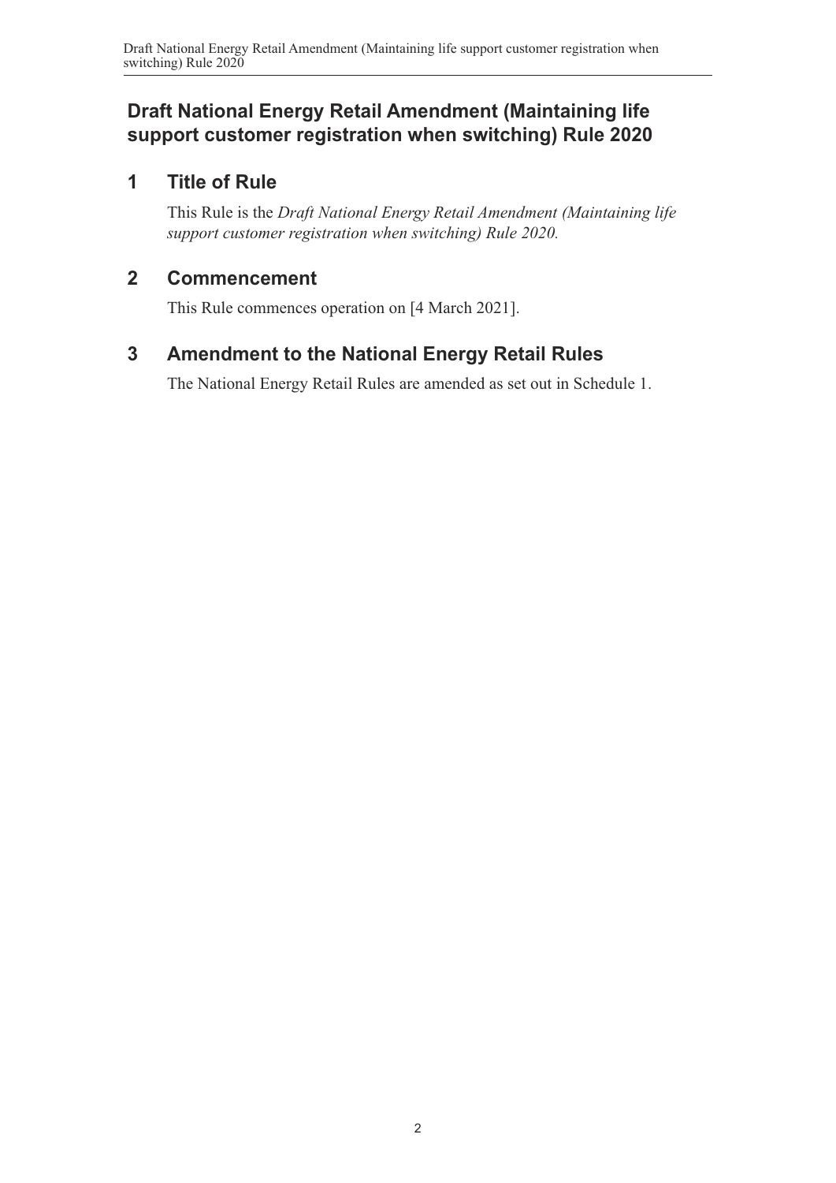# Draft National Energy Retail Amendment (Maintaining life support customer registration when switching) Rule 2020

## 1 Title of Rule

This Rule is the *Draft National Energy Retail Amendment (Maintaining life support customer registration when switching) Rule 2020.*

## 2 Commencement

This Rule commences operation on [4 March 2021].

## 3 Amendment to the National Energy Retail Rules

The National Energy Retail Rules are amended as set out in Schedule 1.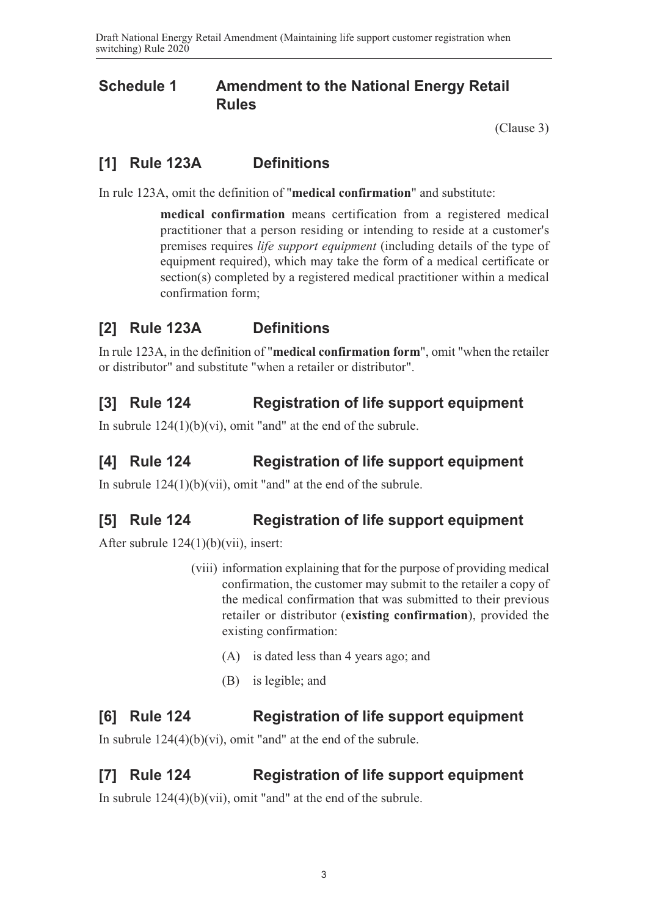## Schedule 1 Amendment to the National Energy Retail Rules

(Clause 3)

## [1] Rule 123A Definitions

In rule 123A, omit the definition of "**medical confirmation**" and substitute:

> **medical confirmation** means certification from a registered medical practitioner that a person residing or intending to reside at a customer's premises requires *life support equipment* (including details of the type of equipment required), which may take the form of a medical certificate or section(s) completed by a registered medical practitioner within a medical confirmation form;

## [2] Rule 123A Definitions

In rule 123A, in the definition of "**medical confirmation form**", omit "when the retailer or distributor" and substitute "when a retailer or distributor".

## [3] Rule 124 Registration of life support equipment

In subrule 124(1)(b)(vi), omit "and" at the end of the subrule.

## [4] Rule 124 Registration of life support equipment

In subrule 124(1)(b)(vii), omit "and" at the end of the subrule.

## [5] Rule 124 Registration of life support equipment

After subrule 124(1)(b)(vii), insert:

> (viii) information explaining that for the purpose of providing medical confirmation, the customer may submit to the retailer a copy of the medical confirmation that was submitted to their previous retailer or distributor (**existing confirmation**), provided the existing confirmation:
>
> (A) is dated less than 4 years ago; and
>
> (B) is legible; and

## [6] Rule 124 Registration of life support equipment

In subrule 124(4)(b)(vi), omit "and" at the end of the subrule.

## [7] Rule 124 Registration of life support equipment

In subrule 124(4)(b)(vii), omit "and" at the end of the subrule.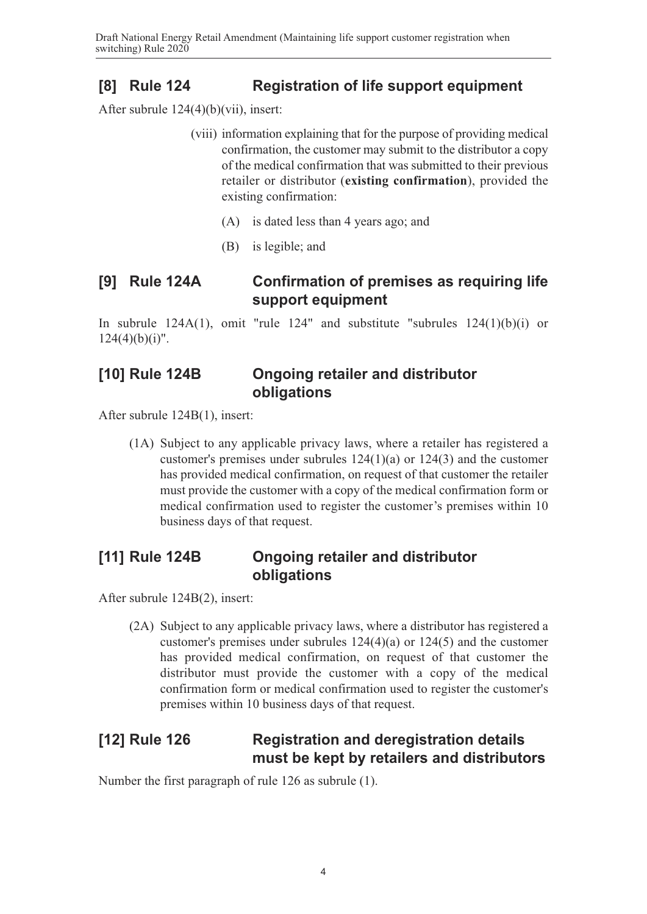## [8] Rule 124 Registration of life support equipment

After subrule 124(4)(b)(vii), insert:

> (viii) information explaining that for the purpose of providing medical confirmation, the customer may submit to the distributor a copy of the medical confirmation that was submitted to their previous retailer or distributor (**existing confirmation**), provided the existing confirmation:
>
> (A) is dated less than 4 years ago; and
>
> (B) is legible; and

## [9] Rule 124A Confirmation of premises as requiring life support equipment

In subrule 124A(1), omit "rule 124" and substitute "subrules 124(1)(b)(i) or 124(4)(b)(i)".

## [10] Rule 124B Ongoing retailer and distributor obligations

After subrule 124B(1), insert:

> (1A) Subject to any applicable privacy laws, where a retailer has registered a customer's premises under subrules 124(1)(a) or 124(3) and the customer has provided medical confirmation, on request of that customer the retailer must provide the customer with a copy of the medical confirmation form or medical confirmation used to register the customer's premises within 10 business days of that request.

## [11] Rule 124B Ongoing retailer and distributor obligations

After subrule 124B(2), insert:

> (2A) Subject to any applicable privacy laws, where a distributor has registered a customer's premises under subrules 124(4)(a) or 124(5) and the customer has provided medical confirmation, on request of that customer the distributor must provide the customer with a copy of the medical confirmation form or medical confirmation used to register the customer's premises within 10 business days of that request.

## [12] Rule 126 Registration and deregistration details must be kept by retailers and distributors

Number the first paragraph of rule 126 as subrule (1).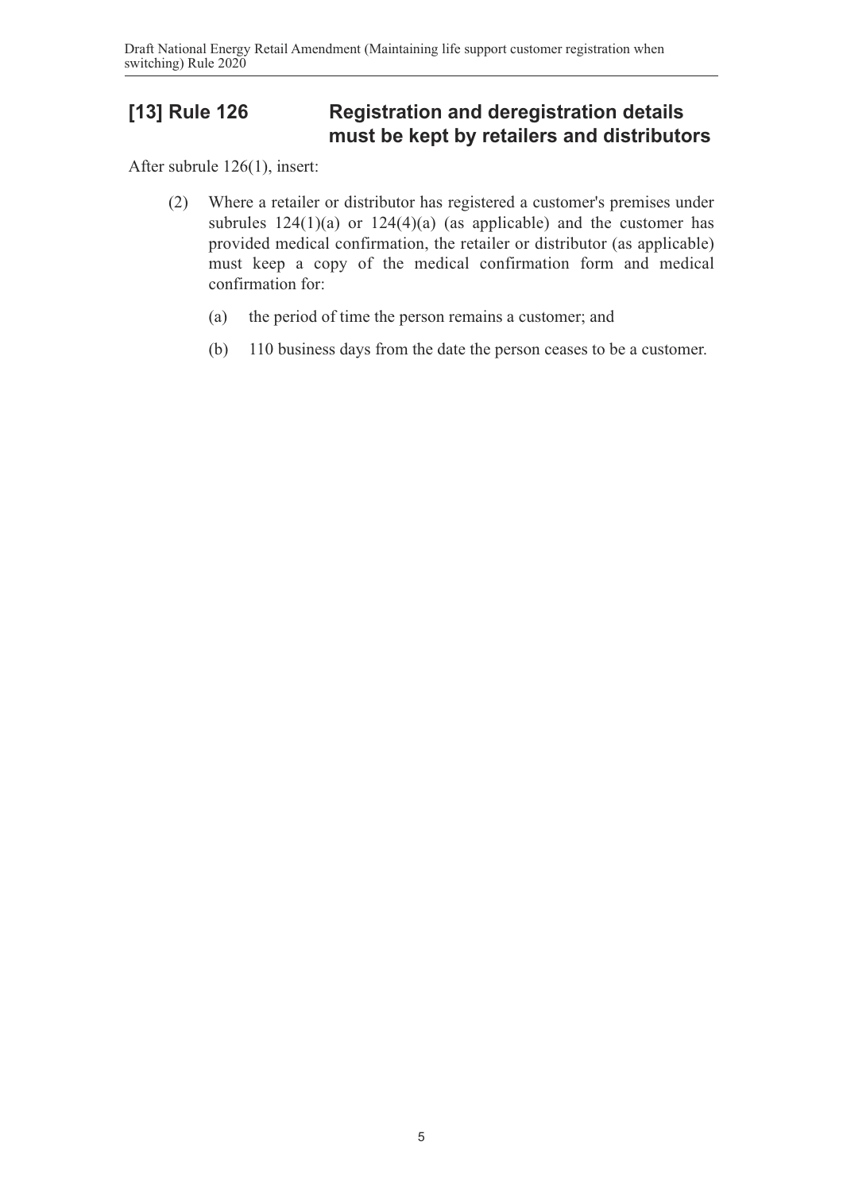## [13] Rule 126 Registration and deregistration details must be kept by retailers and distributors

After subrule 126(1), insert:

(2) Where a retailer or distributor has registered a customer's premises under subrules 124(1)(a) or 124(4)(a) (as applicable) and the customer has provided medical confirmation, the retailer or distributor (as applicable) must keep a copy of the medical confirmation form and medical confirmation for:

(a) the period of time the person remains a customer; and

(b) 110 business days from the date the person ceases to be a customer.